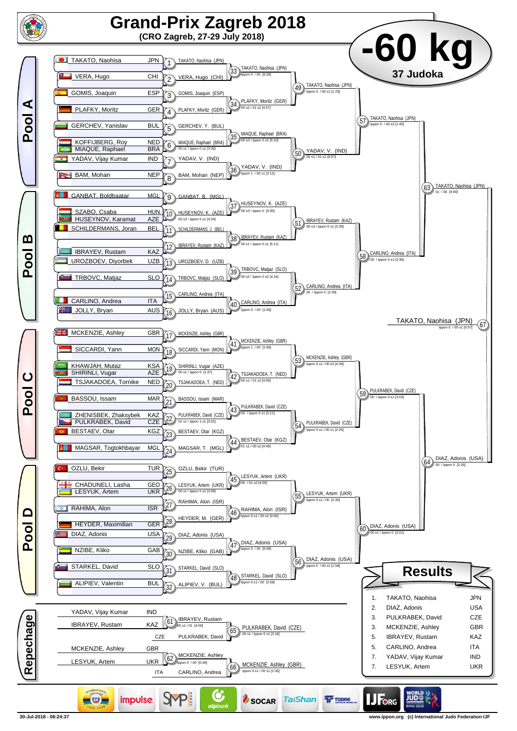# Grand-Prix Zagreb 2018

**(CRO Zagreb, 27-29 July 2018)**

# -60 kg

**37 Judoka**

## Pool A

| Competitor | Country |
|---|---|
| TAKATO, Naohisa | JPN |
| VERA, Hugo | CHI |
| GOMIS, Joaquin | ESP |
| PLAFKY, Moritz | GER |
| GERCHEV, Yanislav | BUL |
| KOFFIJBERG, Roy | NED |
| MIAQUE, Raphael | BRA |
| YADAV, Vijay Kumar | IND |
| BAM, Mohan | NEP |

- 1: TAKATO, Naohisa (JPN)
- 2: VERA, Hugo (CHI)
- 3: GOMIS, Joaquin (ESP)
- 4: PLAFKY, Moritz (GER)
- 5: GERCHEV, Y. (BUL)
- 6: MIAQUE, Raphael (BRA) — 00 s1 / Ippon 0 s1 [3:36]
- 7: YADAV, V. (IND)
- 8: BAM, Mohan (NEP)
- 33: TAKATO, Naohisa (JPN) — Ippon 0 / 00 [0:28]
- 34: PLAFKY, Moritz (GER) — 00 s2 / 01 s2 [4:57]
- 35: MIAQUE, Raphael (BRA) — 00 s3 / Ippon 0 s2 [5:10]
- 36: YADAV, V. (IND) — Ippon 1 / 00 s1 [2:12]
- 49: TAKATO, Naohisa (JPN) — Ippon 0 / 00 s1 [1:23]
- 50: YADAV, V. (IND) — 00 s1 / 01 s1 [5:57]
- 57: TAKATO, Naohisa (JPN) — Ippon 0 / 00 s2 [1:45]

## Pool B

| Competitor | Country |
|---|---|
| GANBAT, Boldbaatar | MGL |
| SZABO, Csaba | HUN |
| HUSEYNOV, Karamat | AZE |
| SCHILDERMANS, Joran | BEL |
| IBRAYEV, Rustam | KAZ |
| UROZBOEV, Diyorbek | UZB |
| TRBOVC, Matjaz | SLO |
| CARLINO, Andrea | ITA |
| JOLLY, Bryan | AUS |

- 9: GANBAT, B. (MGL)
- 10: HUSEYNOV, K. (AZE) — 00 s3 / Ippon 0 [4:24]
- 11: SCHILDERMANS, J. (BEL)
- 12: IBRAYEV, Rustam (KAZ)
- 13: UROZBOEV, D. (UZB)
- 14: TRBOVC, Matjaz (SLO)
- 15: CARLINO, Andrea (ITA)
- 16: JOLLY, Bryan (AUS)
- 37: HUSEYNOV, K. (AZE) — 00 s3 / Ippon 0 [5:30]
- 38: IBRAYEV, Rustam (KAZ) — 00 s1 / Ippon 0 s1 [5:11]
- 39: TRBOVC, Matjaz (SLO) — 00 s2 / Ippon 0 s2 [4:16]
- 40: CARLINO, Andrea (ITA) — Ippon 0 / 00 [1:08]
- 51: IBRAYEV, Rustam (KAZ) — 00 s3 / Ippon 0 s1 [2:39]
- 52: CARLINO, Andrea (ITA) — 00 / Ippon 0 [2:28]
- 58: CARLINO, Andrea (ITA) — 00 / Ippon 0 s1 [3:36]
- 63: TAKATO, Naohisa (JPN) — 01 / 00 [4:00]

## Pool C

| Competitor | Country |
|---|---|
| MCKENZIE, Ashley | GBR |
| SICCARDI, Yann | MON |
| KHAWJAH, Mutaz | KSA |
| SHIRINLI, Vugar | AZE |
| TSJAKADOEA, Tornike | NED |
| BASSOU, Issam | MAR |
| ZHENISBEK, Zhaksybek | KAZ |
| PULKRABEK, David | CZE |
| BESTAEV, Otar | KGZ |
| MAGSAR, Togtokhbayar | MGL |

- 17: MCKENZIE, Ashley (GBR)
- 18: SICCARDI, Yann (MON)
- 19: SHIRINLI, Vugar (AZE) — 00 s1 / Ippon 0 [1:37]
- 20: TSJAKADOEA, T. (NED)
- 21: BASSOU, Issam (MAR)
- 22: PULKRABEK, David (CZE) — 01 s1 / Ippon 1 s1 [3:52]
- 23: BESTAEV, Otar (KGZ)
- 24: MAGSAR, T. (MGL)
- 41: MCKENZIE, Ashley (GBR) — Ippon 1 / 00 [1:08]
- 42: TSJAKADOEA, T. (NED) — 00 s1 / 01 s2 [4:00]
- 43: PULKRABEK, David (CZE) — 00 / Ippon 0 s1 [2:11]
- 44: BESTAEV, Otar (KGZ) — 01 s1 / 00 s2 [4:40]
- 53: MCKENZIE, Ashley (GBR) — Ippon 0 s1 / 00 s3 [4:39]
- 54: PULKRABEK, David (CZE) — Ippon 0 s1 / 00 s1 [2:26]
- 59: PULKRABEK, David (CZE) — 00 / Ippon 0 s1 [3:03]

## Pool D

| Competitor | Country |
|---|---|
| OZLU, Bekir | TUR |
| CHADUNELI, Lasha | GEO |
| LESYUK, Artem | UKR |
| RAHIMA, Alon | ISR |
| HEYDER, Maximilian | GER |
| DIAZ, Adonis | USA |
| NZIBE, Kliko | GAB |
| STARKEL, David | SLO |
| ALIPIEV, Valentin | BUL |

- 25: OZLU, Bekir (TUR)
- 26: LESYUK, Artem (UKR) — 00 s1 / Ippon 0 s2 [3:59]
- 27: RAHIMA, Alon (ISR)
- 28: HEYDER, M. (GER)
- 29: DIAZ, Adonis (USA)
- 30: NZIBE, Kliko (GAB)
- 31: STARKEL, David (SLO)
- 32: ALIPIEV, V. (BUL)
- 45: LESYUK, Artem (UKR) — 00 / 01 s2 [4:00]
- 46: RAHIMA, Alon (ISR) — Ippon 0 s1 / 00 s2 [4:00]
- 47: DIAZ, Adonis (USA) — Ippon 0 / 00 [0:48]
- 48: STARKEL, David (SLO) — Ippon 0 s1 / 00 [2:58]
- 55: LESYUK, Artem (UKR) — Ippon 0 s1 / 00 [2:35]
- 56: DIAZ, Adonis (USA) — Ippon 0 / 00 s1 [1:58]
- 60: DIAZ, Adonis (USA) — 00 s1 / Ippon 0 [2:01]
- 64: DIAZ, Adonis (USA) — 00 / Ippon 0 [2:28]

## Final

- 67: TAKATO, Naohisa (JPN) — Ippon 0 / 00 s1 [0:57]

## Repechage

- YADAV, Vijay Kumar (IND) vs IBRAYEV, Rustam (KAZ)
- 61: IBRAYEV, Rustam — 00 s1 / 01 [4:00]
- 65: PULKRABEK, David (CZE) — 00 s1 / Ippon 0 s1 [3:16] (vs CZE PULKRABEK, David)
- MCKENZIE, Ashley (GBR) vs LESYUK, Artem (UKR)
- 62: MCKENZIE, Ashley — Ippon 0 / 00 [0:39]
- 66: MCKENZIE, Ashley (GBR) — Ippon 0 s1 / 00 s1 [2:35] (vs ITA CARLINO, Andrea)

## Results

| Place | Name | Country |
|---|---|---|
| 1. | TAKATO, Naohisa | JPN |
| 2. | DIAZ, Adonis | USA |
| 3. | PULKRABEK, David | CZE |
| 3. | MCKENZIE, Ashley | GBR |
| 5. | IBRAYEV, Rustam | KAZ |
| 5. | CARLINO, Andrea | ITA |
| 7. | YADAV, Vijay Kumar | IND |
| 7. | LESYUK, Artem | UKR |

30-Jul-2018 - 08:24:37 — www.ippon.org (c) International Judo Federation IJF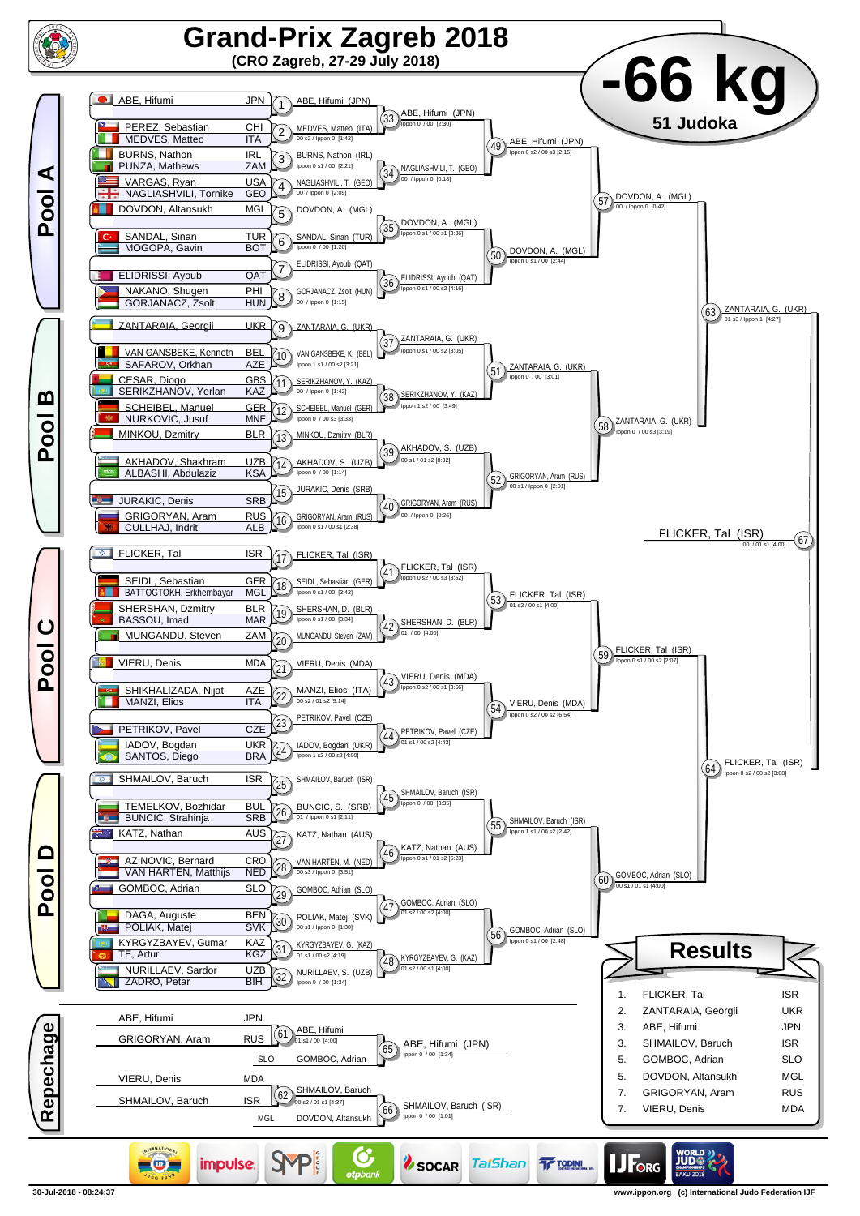# Grand-Prix Zagreb 2018

**(CRO Zagreb, 27-29 July 2018)**

## -66 kg

**51 Judoka**

## Pool A

| Athlete | Country |
|---|---|
| ABE, Hifumi | JPN |
| PEREZ, Sebastian | CHI |
| MEDVES, Matteo | ITA |
| BURNS, Nathon | IRL |
| PUNZA, Mathews | ZAM |
| VARGAS, Ryan | USA |
| NAGLIASHVILI, Tornike | GEO |
| DOVDON, Altansukh | MGL |
| SANDAL, Sinan | TUR |
| MOGOPA, Gavin | BOT |
| ELIDRISSI, Ayoub | QAT |
| NAKANO, Shugen | PHI |
| GORJANACZ, Zsolt | HUN |

- (1) ABE, Hifumi (JPN)
- (2) MEDVES, Matteo (ITA) — 00 s2 / Ippon 0 [1:42]
- (3) BURNS, Nathon (IRL) — Ippon 0 s1 / 00 [2:21]
- (4) NAGLIASHVILI, T. (GEO) — 00 / Ippon 0 [2:09]
- (5) DOVDON, A. (MGL)
- (6) SANDAL, Sinan (TUR) — Ippon 0 / 00 [1:20]
- (7) ELIDRISSI, Ayoub (QAT)
- (8) GORJANACZ, Zsolt (HUN) — 00 / Ippon 0 [1:15]
- (33) ABE, Hifumi (JPN) — Ippon 0 / 00 [2:30]
- (34) NAGLIASHVILI, T. (GEO) — 00 / Ippon 0 [0:18]
- (35) DOVDON, A. (MGL) — Ippon 0 s1 / 00 s1 [3:36]
- (36) ELIDRISSI, Ayoub (QAT) — Ippon 0 s1 / 00 s2 [4:16]
- (49) ABE, Hifumi (JPN) — Ippon 0 s2 / 00 s3 [2:15]
- (50) DOVDON, A. (MGL) — Ippon 0 s1 / 00 [2:44]
- (57) DOVDON, A. (MGL) — 00 / Ippon 0 [0:42]

## Pool B

| Athlete | Country |
|---|---|
| ZANTARAIA, Georgii | UKR |
| VAN GANSBEKE, Kenneth | BEL |
| SAFAROV, Orkhan | AZE |
| CESAR, Diogo | GBS |
| SERIKZHANOV, Yerlan | KAZ |
| SCHEIBEL, Manuel | GER |
| NURKOVIC, Jusuf | MNE |
| MINKOU, Dzmitry | BLR |
| AKHADOV, Shakhram | UZB |
| ALBASHI, Abdulaziz | KSA |
| JURAKIC, Denis | SRB |
| GRIGORYAN, Aram | RUS |
| CULLHAJ, Indrit | ALB |

- (9) ZANTARAIA, G. (UKR)
- (10) VAN GANSBEKE, K. (BEL) — Ippon 1 s1 / 00 s2 [3:21]
- (11) SERIKZHANOV, Y. (KAZ) — 00 / Ippon 0 [1:42]
- (12) SCHEIBEL, Manuel (GER) — Ippon 0 / 00 s3 [3:33]
- (13) MINKOU, Dzmitry (BLR)
- (14) AKHADOV, S. (UZB) — Ippon 0 / 00 [1:14]
- (15) JURAKIC, Denis (SRB)
- (16) GRIGORYAN, Aram (RUS) — Ippon 0 s1 / 00 s1 [2:38]
- (37) ZANTARAIA, G. (UKR) — Ippon 0 s1 / 00 s2 [3:05]
- (38) SERIKZHANOV, Y. (KAZ) — Ippon 1 s2 / 00 [3:49]
- (39) AKHADOV, S. (UZB) — 00 s1 / 01 s2 [8:32]
- (40) GRIGORYAN, Aram (RUS) — 00 / Ippon 0 [0:26]
- (51) ZANTARAIA, G. (UKR) — Ippon 0 / 00 [3:01]
- (52) GRIGORYAN, Aram (RUS) — 00 s1 / Ippon 0 [2:01]
- (58) ZANTARAIA, G. (UKR) — Ippon 0 / 00 s3 [3:19]
- (63) ZANTARAIA, G. (UKR) — 01 s3 / Ippon 1 [4:27]

## Pool C

| Athlete | Country |
|---|---|
| FLICKER, Tal | ISR |
| SEIDL, Sebastian | GER |
| BATTOGTOKH, Erkhembayar | MGL |
| SHERSHAN, Dzmitry | BLR |
| BASSOU, Imad | MAR |
| MUNGANDU, Steven | ZAM |
| VIERU, Denis | MDA |
| SHIKHALIZADA, Nijat | AZE |
| MANZI, Elios | ITA |
| PETRIKOV, Pavel | CZE |
| IADOV, Bogdan | UKR |
| SANTOS, Diego | BRA |

- (17) FLICKER, Tal (ISR)
- (18) SEIDL, Sebastian (GER) — Ippon 0 s1 / 00 [2:42]
- (19) SHERSHAN, D. (BLR) — Ippon 0 s1 / 00 [3:34]
- (20) MUNGANDU, Steven (ZAM)
- (21) VIERU, Denis (MDA)
- (22) MANZI, Elios (ITA) — 00 s2 / 01 s2 [5:14]
- (23) PETRIKOV, Pavel (CZE)
- (24) IADOV, Bogdan (UKR) — Ippon 1 s2 / 00 s2 [4:00]
- (41) FLICKER, Tal (ISR) — Ippon 0 s2 / 00 s3 [3:52]
- (42) SHERSHAN, D. (BLR) — 01 / 00 [4:00]
- (43) VIERU, Denis (MDA) — Ippon 0 s2 / 00 s1 [3:56]
- (44) PETRIKOV, Pavel (CZE) — 01 s1 / 00 s2 [4:43]
- (53) FLICKER, Tal (ISR) — 01 s2 / 00 s1 [4:00]
- (54) VIERU, Denis (MDA) — Ippon 0 s2 / 00 s2 [6:54]
- (59) FLICKER, Tal (ISR) — Ippon 0 s1 / 00 s2 [2:07]
- (64) FLICKER, Tal (ISR) — Ippon 0 s2 / 00 s2 [3:08]

## Pool D

| Athlete | Country |
|---|---|
| SHMAILOV, Baruch | ISR |
| TEMELKOV, Bozhidar | BUL |
| BUNCIC, Strahinja | SRB |
| KATZ, Nathan | AUS |
| AZINOVIC, Bernard | CRO |
| VAN HARTEN, Matthijs | NED |
| GOMBOC, Adrian | SLO |
| DAGA, Auguste | BEN |
| POLIAK, Matej | SVK |
| KYRGYZBAYEV, Gumar | KAZ |
| TE, Artur | KGZ |
| NURILLAEV, Sardor | UZB |
| ZADRO, Petar | BIH |

- (25) SHMAILOV, Baruch (ISR)
- (26) BUNCIC, S. (SRB) — 01 / Ippon 0 s1 [2:11]
- (27) KATZ, Nathan (AUS)
- (28) VAN HARTEN, M. (NED) — 00 s3 / Ippon 0 [3:51]
- (29) GOMBOC, Adrian (SLO)
- (30) POLIAK, Matej (SVK) — 00 s1 / Ippon 0 [1:30]
- (31) KYRGYZBAYEV, G. (KAZ) — 01 s1 / 00 s2 [4:19]
- (32) NURILLAEV, S. (UZB) — Ippon 0 / 00 [1:34]
- (45) SHMAILOV, Baruch (ISR) — Ippon 0 / 00 [3:35]
- (46) KATZ, Nathan (AUS) — Ippon 0 s1 / 01 s2 [5:23]
- (47) GOMBOC, Adrian (SLO) — 01 s2 / 00 s2 [4:00]
- (48) KYRGYZBAYEV, G. (KAZ) — 01 s2 / 00 s1 [4:00]
- (55) SHMAILOV, Baruch (ISR) — Ippon 1 s1 / 00 s2 [2:42]
- (56) GOMBOC, Adrian (SLO) — Ippon 0 s1 / 00 [2:48]
- (60) GOMBOC, Adrian (SLO) — 00 s1 / 01 s1 [4:00]

## Final

- (67) FLICKER, Tal (ISR) — 00 / 01 s1 [4:00]

## Repechage

- ABE, Hifumi (JPN) vs GRIGORYAN, Aram (RUS) — (61) ABE, Hifumi — 01 s1 / 00 [4:00]
- (65) ABE, Hifumi (JPN) vs SLO GOMBOC, Adrian — Ippon 0 / 00 [1:34]
- VIERU, Denis (MDA) vs SHMAILOV, Baruch (ISR) — (62) SHMAILOV, Baruch — 00 s2 / 01 s1 [4:37]
- (66) SHMAILOV, Baruch (ISR) vs MGL DOVDON, Altansukh — Ippon 0 / 00 [1:01]

## Results

| Rank | Name | Country |
|---|---|---|
| 1. | FLICKER, Tal | ISR |
| 2. | ZANTARAIA, Georgii | UKR |
| 3. | ABE, Hifumi | JPN |
| 3. | SHMAILOV, Baruch | ISR |
| 5. | GOMBOC, Adrian | SLO |
| 5. | DOVDON, Altansukh | MGL |
| 7. | GRIGORYAN, Aram | RUS |
| 7. | VIERU, Denis | MDA |

30-Jul-2018 - 08:24:37

www.ippon.org (c) International Judo Federation IJF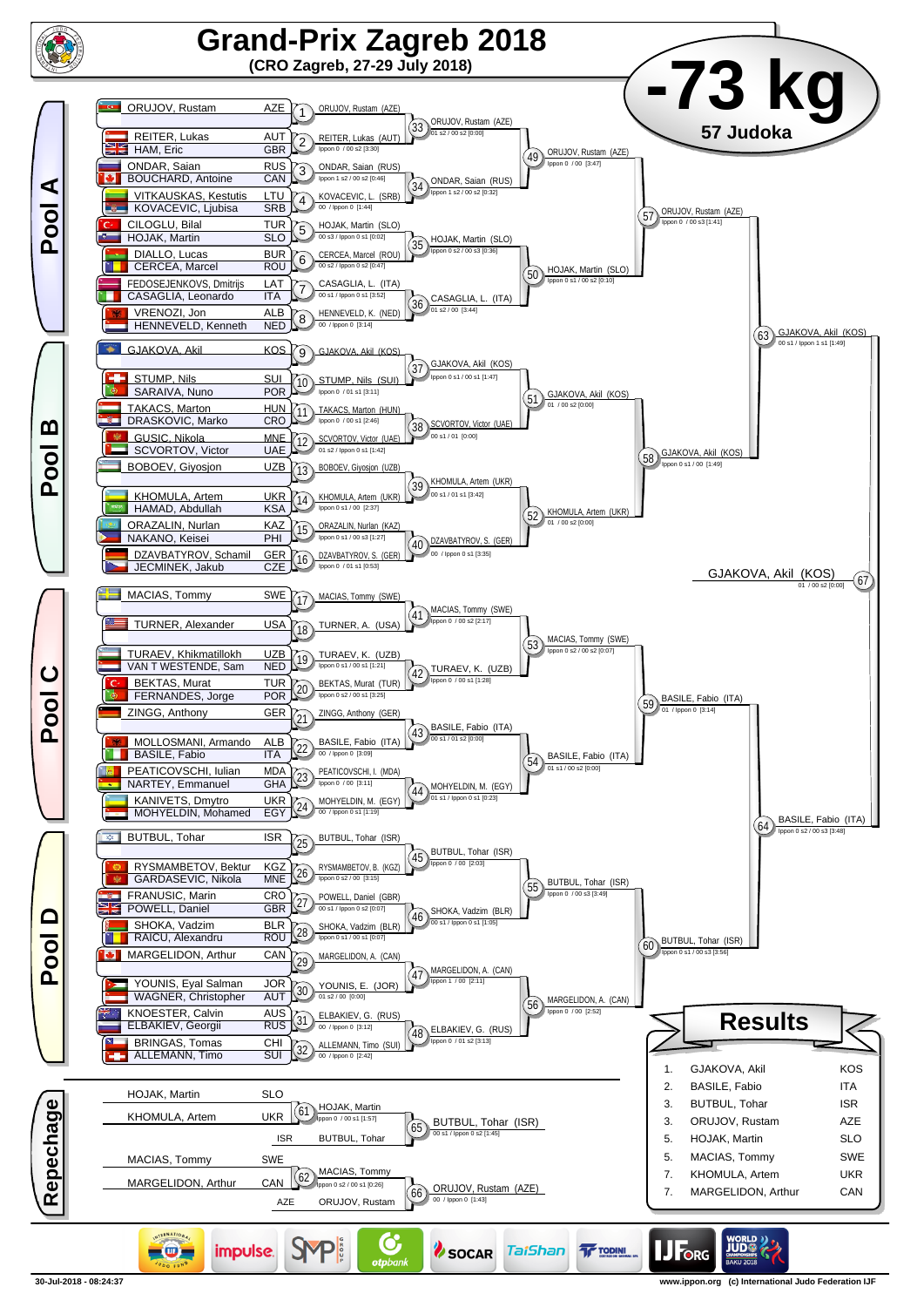# Grand-Prix Zagreb 2018

**(CRO Zagreb, 27-29 July 2018)**

# -73 kg

**57 Judoka**

## Pool A

| Competitor | Nation |
|---|---|
| ORUJOV, Rustam | AZE |
| REITER, Lukas | AUT |
| HAM, Eric | GBR |
| ONDAR, Saian | RUS |
| BOUCHARD, Antoine | CAN |
| VITKAUSKAS, Kestutis | LTU |
| KOVACEVIC, Ljubisa | SRB |
| CILOGLU, Bilal | TUR |
| HOJAK, Martin | SLO |
| DIALLO, Lucas | BUR |
| CERCEA, Marcel | ROU |
| FEDOSEJENKOVS, Dmitrijs | LAT |
| CASAGLIA, Leonardo | ITA |
| VRENOZI, Jon | ALB |
| HENNEVELD, Kenneth | NED |

| Contest | Winner | Score |
|---|---|---|
| 1 | ORUJOV, Rustam (AZE) | |
| 2 | REITER, Lukas (AUT) | Ippon 0 / 00 s2 [3:30] |
| 3 | ONDAR, Saian (RUS) | Ippon 1 s2 / 00 s2 [0:46] |
| 4 | KOVACEVIC, L. (SRB) | 00 / Ippon 0 [1:44] |
| 5 | HOJAK, Martin (SLO) | 00 s3 / Ippon 0 s1 [0:02] |
| 6 | CERCEA, Marcel (ROU) | 00 s2 / Ippon 0 s2 [0:47] |
| 7 | CASAGLIA, L. (ITA) | 00 s1 / Ippon 0 s1 [3:52] |
| 8 | HENNEVELD, K. (NED) | 00 / Ippon 0 [3:14] |
| 33 | ORUJOV, Rustam (AZE) | 01 s2 / 00 s2 [0:00] |
| 34 | ONDAR, Saian (RUS) | Ippon 1 s2 / 00 s2 [0:32] |
| 35 | HOJAK, Martin (SLO) | Ippon 0 s2 / 00 s3 [0:36] |
| 36 | CASAGLIA, L. (ITA) | 01 s2 / 00 [3:44] |
| 49 | ORUJOV, Rustam (AZE) | Ippon 0 / 00 [3:47] |
| 50 | HOJAK, Martin (SLO) | Ippon 0 s1 / 00 s2 [0:10] |
| 57 | ORUJOV, Rustam (AZE) | Ippon 0 / 00 s3 [1:41] |

## Pool B

| Competitor | Nation |
|---|---|
| GJAKOVA, Akil | KOS |
| STUMP, Nils | SUI |
| SARAIVA, Nuno | POR |
| TAKACS, Marton | HUN |
| DRASKOVIC, Marko | CRO |
| GUSIC, Nikola | MNE |
| SCVORTOV, Victor | UAE |
| BOBOEV, Giyosjon | UZB |
| KHOMULA, Artem | UKR |
| HAMAD, Abdullah | KSA |
| ORAZALIN, Nurlan | KAZ |
| NAKANO, Keisei | PHI |
| DZAVBATYROV, Schamil | GER |
| JECMINEK, Jakub | CZE |

| Contest | Winner | Score |
|---|---|---|
| 9 | GJAKOVA, Akil (KOS) | |
| 10 | STUMP, Nils (SUI) | Ippon 0 / 01 s1 [3:11] |
| 11 | TAKACS, Marton (HUN) | Ippon 0 / 00 s1 [2:46] |
| 12 | SCVORTOV, Victor (UAE) | 01 s2 / Ippon 0 s1 [1:42] |
| 13 | BOBOEV, Giyosjon (UZB) | |
| 14 | KHOMULA, Artem (UKR) | Ippon 0 s1 / 00 [2:37] |
| 15 | ORAZALIN, Nurlan (KAZ) | Ippon 0 s1 / 00 s3 [1:27] |
| 16 | DZAVBATYROV, S. (GER) | Ippon 0 / 01 s1 [0:53] |
| 37 | GJAKOVA, Akil (KOS) | Ippon 0 s1 / 00 s1 [1:47] |
| 38 | SCVORTOV, Victor (UAE) | 00 s1 / 01 [0:00] |
| 39 | KHOMULA, Artem (UKR) | 00 s1 / 01 s1 [3:42] |
| 40 | DZAVBATYROV, S. (GER) | 00 / Ippon 0 s1 [3:35] |
| 51 | GJAKOVA, Akil (KOS) | 01 / 00 s2 [0:00] |
| 52 | KHOMULA, Artem (UKR) | 01 / 00 s2 [0:00] |
| 58 | GJAKOVA, Akil (KOS) | Ippon 0 s1 / 00 [1:49] |
| 63 | GJAKOVA, Akil (KOS) | 00 s1 / Ippon 1 s1 [1:49] |

**Final (67): GJAKOVA, Akil (KOS)** 01 / 00 s2 [0:00]

## Pool C

| Competitor | Nation |
|---|---|
| MACIAS, Tommy | SWE |
| TURNER, Alexander | USA |
| TURAEV, Khikmatillokh | UZB |
| VAN T WESTENDE, Sam | NED |
| BEKTAS, Murat | TUR |
| FERNANDES, Jorge | POR |
| ZINGG, Anthony | GER |
| MOLLOSMANI, Armando | ALB |
| BASILE, Fabio | ITA |
| PEATICOVSCHI, Iulian | MDA |
| NARTEY, Emmanuel | GHA |
| KANIVETS, Dmytro | UKR |
| MOHYELDIN, Mohamed | EGY |

| Contest | Winner | Score |
|---|---|---|
| 17 | MACIAS, Tommy (SWE) | |
| 18 | TURNER, A. (USA) | |
| 19 | TURAEV, K. (UZB) | Ippon 0 s1 / 00 s1 [1:21] |
| 20 | BEKTAS, Murat (TUR) | Ippon 0 s2 / 00 s1 [3:25] |
| 21 | ZINGG, Anthony (GER) | |
| 22 | BASILE, Fabio (ITA) | 00 / Ippon 0 [3:09] |
| 23 | PEATICOVSCHI, I. (MDA) | Ippon 0 / 00 [3:11] |
| 24 | MOHYELDIN, M. (EGY) | 00 / Ippon 0 s1 [1:19] |
| 41 | MACIAS, Tommy (SWE) | Ippon 0 / 00 s2 [2:17] |
| 42 | TURAEV, K. (UZB) | Ippon 0 / 00 s1 [1:28] |
| 43 | BASILE, Fabio (ITA) | 00 s1 / 01 s2 [0:00] |
| 44 | MOHYELDIN, M. (EGY) | 01 s1 / Ippon 0 s1 [0:23] |
| 53 | MACIAS, Tommy (SWE) | Ippon 0 s2 / 00 s2 [0:07] |
| 54 | BASILE, Fabio (ITA) | 01 s1 / 00 s2 [0:00] |
| 59 | BASILE, Fabio (ITA) | 01 / Ippon 0 [3:14] |
| 64 | BASILE, Fabio (ITA) | Ippon 0 s2 / 00 s3 [3:48] |

## Pool D

| Competitor | Nation |
|---|---|
| BUTBUL, Tohar | ISR |
| RYSMAMBETOV, Bektur | KGZ |
| GARDASEVIC, Nikola | MNE |
| FRANUSIC, Marin | CRO |
| POWELL, Daniel | GBR |
| SHOKA, Vadzim | BLR |
| RAICU, Alexandru | ROU |
| MARGELIDON, Arthur | CAN |
| YOUNIS, Eyal Salman | JOR |
| WAGNER, Christopher | AUT |
| KNOESTER, Calvin | AUS |
| ELBAKIEV, Georgii | RUS |
| BRINGAS, Tomas | CHI |
| ALLEMANN, Timo | SUI |

| Contest | Winner | Score |
|---|---|---|
| 25 | BUTBUL, Tohar (ISR) | |
| 26 | RYSMAMBETOV, B. (KGZ) | Ippon 0 s2 / 00 [3:15] |
| 27 | POWELL, Daniel (GBR) | 00 s1 / Ippon 0 s2 [0:07] |
| 28 | SHOKA, Vadzim (BLR) | Ippon 0 s1 / 00 s1 [0:07] |
| 29 | MARGELIDON, A. (CAN) | |
| 30 | YOUNIS, E. (JOR) | 01 s2 / 00 [0:00] |
| 31 | ELBAKIEV, G. (RUS) | 00 / Ippon 0 [3:12] |
| 32 | ALLEMANN, Timo (SUI) | 00 / Ippon 0 [2:42] |
| 45 | BUTBUL, Tohar (ISR) | Ippon 0 / 00 [2:03] |
| 46 | SHOKA, Vadzim (BLR) | 00 s1 / Ippon 0 s1 [1:05] |
| 47 | MARGELIDON, A. (CAN) | Ippon 1 / 00 [2:11] |
| 48 | ELBAKIEV, G. (RUS) | Ippon 0 / 01 s2 [3:13] |
| 55 | BUTBUL, Tohar (ISR) | Ippon 0 / 00 s3 [3:49] |
| 56 | MARGELIDON, A. (CAN) | Ippon 0 / 00 [2:52] |
| 60 | BUTBUL, Tohar (ISR) | Ippon 0 s1 / 00 s3 [3:56] |

## Repechage

| Contest | Competitors | Winner | Score |
|---|---|---|---|
| 61 | HOJAK, Martin (SLO) vs KHOMULA, Artem (UKR) | HOJAK, Martin | Ippon 0 / 00 s1 [1:57] |
| 65 | HOJAK, Martin vs BUTBUL, Tohar (ISR) | BUTBUL, Tohar (ISR) | 00 s1 / Ippon 0 s2 [1:45] |
| 62 | MACIAS, Tommy (SWE) vs MARGELIDON, Arthur (CAN) | MACIAS, Tommy | Ippon 0 s2 / 00 s1 [0:26] |
| 66 | MACIAS, Tommy vs ORUJOV, Rustam (AZE) | ORUJOV, Rustam (AZE) | 00 / Ippon 0 [1:43] |

## Results

| Place | Name | Nation |
|---|---|---|
| 1. | GJAKOVA, Akil | KOS |
| 2. | BASILE, Fabio | ITA |
| 3. | BUTBUL, Tohar | ISR |
| 3. | ORUJOV, Rustam | AZE |
| 5. | HOJAK, Martin | SLO |
| 5. | MACIAS, Tommy | SWE |
| 7. | KHOMULA, Artem | UKR |
| 7. | MARGELIDON, Arthur | CAN |

30-Jul-2018 - 08:24:37

www.ippon.org (c) International Judo Federation IJF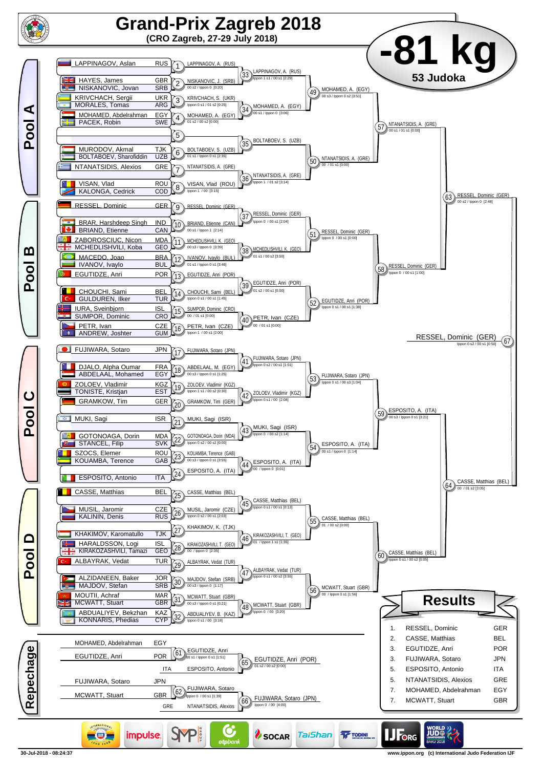# Grand-Prix Zagreb 2018

**(CRO Zagreb, 27-29 July 2018)**

## -81 kg

**53 Judoka**

## Pool A

| Athlete | Country |
|---|---|
| LAPPINAGOV, Aslan | RUS |
| HAYES, James | GBR |
| NISKANOVIC, Jovan | SRB |
| KRIVCHACH, Sergii | UKR |
| MORALES, Tomas | ARG |
| MOHAMED, Abdelrahman | EGY |
| PACEK, Robin | SWE |
| MURODOV, Akmal | TJK |
| BOLTABOEV, Sharofiddin | UZB |
| NTANATSIDIS, Alexios | GRE |
| VISAN, Vlad | ROU |
| KALONGA, Cedrick | COD |

- 1: LAPPINAGOV, A. (RUS)
- 2: NISKANOVIC, J. (SRB) — 00 s2 / Ippon 0 [0:20]
- 3: KRIVCHACH, S. (UKR) — Ippon 0 s1 / 01 s2 [0:25]
- 4: MOHAMED, A. (EGY) — 01 s2 / 00 s2 [0:00]
- 5: —
- 6: BOLTABOEV, S. (UZB) — 01 s1 / Ippon 0 s1 [2:35]
- 7: NTANATSIDIS, A. (GRE)
- 8: VISAN, Vlad (ROU) — Ippon 1 / 00 [3:15]
- 33: LAPPINAGOV, A. (RUS) — Ippon 1 s1 / 00 s1 [2:29]
- 34: MOHAMED, A. (EGY) — 00 s1 / Ippon 0 [3:06]
- 35: BOLTABOEV, S. (UZB)
- 36: NTANATSIDIS, A. (GRE) — Ippon 1 / 01 s2 [3:14]
- 49: MOHAMED, A. (EGY) — 00 s3 / Ippon 0 s2 [3:51]
- 50: NTANATSIDIS, A. (GRE) — 00 / 01 s1 [0:00]
- 57: NTANATSIDIS, A. (GRE) — 00 s1 / 01 s1 [0:00]

## Pool B

| Athlete | Country |
|---|---|
| RESSEL, Dominic | GER |
| BRAR, Harshdeep Singh | IND |
| BRIAND, Etienne | CAN |
| ZABOROSCIUC, Nicon | MDA |
| MCHEDLISHVILI, Koba | GEO |
| MACEDO, Joao | BRA |
| IVANOV, Ivaylo | BUL |
| EGUTIDZE, Anri | POR |
| CHOUCHI, Sami | BEL |
| GULDUREN, Ilker | TUR |
| IURA, Sveinbjorn | ISL |
| SUMPOR, Dominic | CRO |
| PETR, Ivan | CZE |
| ANDREW, Joshter | GUM |

- 9: RESSEL, Dominic (GER)
- 10: BRIAND, Etienne (CAN) — 00 s1 / Ippon 1 [2:14]
- 11: MCHEDLISHVILI, K. (GEO) — 00 s3 / Ippon 0 [3:39]
- 12: IVANOV, Ivaylo (BUL) — 01 s1 / Ippon 0 s1 [3:46]
- 13: EGUTIDZE, Anri (POR)
- 14: CHOUCHI, Sami (BEL) — Ippon 0 s1 / 00 s1 [1:45]
- 15: SUMPOR, Dominic (CRO) — 00 / 01 s1 [0:00]
- 16: PETR, Ivan (CZE) — Ippon 1 / 00 s1 [2:00]
- 37: RESSEL, Dominic (GER) — Ippon 0 / 00 s1 [2:04]
- 38: MCHEDLISHVILI, K. (GEO) — 01 s1 / 00 s2 [3:50]
- 39: EGUTIDZE, Anri (POR) — 01 s2 / 00 s1 [0:00]
- 40: PETR, Ivan (CZE) — 00 / 01 s1 [0:00]
- 51: RESSEL, Dominic (GER) — Ippon 0 / 00 s1 [0:00]
- 52: EGUTIDZE, Anri (POR) — Ippon 0 s1 / 00 s1 [1:38]
- 58: RESSEL, Dominic (GER) — Ippon 0 / 00 s1 [1:00]
- 63: RESSEL, Dominic (GER) — 00 s2 / Ippon 0 [2:48]

## Pool C

| Athlete | Country |
|---|---|
| FUJIWARA, Sotaro | JPN |
| DJALO, Alpha Oumar | FRA |
| ABDELAAL, Mohamed | EGY |
| ZOLOEV, Vladimir | KGZ |
| TONISTE, Kristjan | EST |
| GRAMKOW, Tim | GER |
| MUKI, Sagi | ISR |
| GOTONOAGA, Dorin | MDA |
| STANCEL, Filip | SVK |
| SZOCS, Elemer | ROU |
| KOUAMBA, Terence | GAB |
| ESPOSITO, Antonio | ITA |

- 17: FUJIWARA, Sotaro (JPN)
- 18: ABDELAAL, M. (EGY) — 00 s3 / Ippon 0 s1 [1:25]
- 19: ZOLOEV, Vladimir (KGZ) — Ippon 1 s1 / 00 s2 [0:30]
- 20: GRAMKOW, Tim (GER)
- 21: MUKI, Sagi (ISR)
- 22: GOTONOAGA, Dorin (MDA) — Ippon 0 s2 / 00 s2 [0:00]
- 23: KOUAMBA, Terence (GAB) — 00 s3 / Ippon 0 s1 [3:55]
- 24: ESPOSITO, A. (ITA)
- 41: FUJIWARA, Sotaro (JPN) — Ippon 0 s2 / 00 s1 [1:01]
- 42: ZOLOEV, Vladimir (KGZ) — Ippon 0 s1 / 00 [2:08]
- 43: MUKI, Sagi (ISR) — Ippon 0 / 00 s2 [1:14]
- 44: ESPOSITO, A. (ITA) — 00 / Ippon 0 [0:01]
- 53: FUJIWARA, Sotaro (JPN) — Ippon 0 s1 / 00 s3 [1:04]
- 54: ESPOSITO, A. (ITA) — 00 s1 / Ippon 0 [1:14]
- 59: ESPOSITO, A. (ITA) — 00 s3 / Ippon 0 s1 [3:21]

## Pool D

| Athlete | Country |
|---|---|
| CASSE, Matthias | BEL |
| MUSIL, Jaromir | CZE |
| KALININ, Denis | RUS |
| KHAKIMOV, Karomatullo | TJK |
| HARALDSSON, Logi | ISL |
| KIRAKOZASHVILI, Tamazi | GEO |
| ALBAYRAK, Vedat | TUR |
| ALZIDANEEN, Baker | JOR |
| MAJDOV, Stefan | SRB |
| MOUTII, Achraf | MAR |
| MCWATT, Stuart | GBR |
| ABDUALIYEV, Bekzhan | KAZ |
| KONNARIS, Phedias | CYP |

- 25: CASSE, Matthias (BEL)
- 26: MUSIL, Jaromir (CZE) — Ippon 0 s2 / 00 s1 [2:03]
- 27: KHAKIMOV, K. (TJK)
- 28: KIRAKOZASHVILI, T. (GEO) — 00 / Ippon 0 [2:35]
- 29: ALBAYRAK, Vedat (TUR)
- 30: MAJDOV, Stefan (SRB) — 00 s3 / Ippon 0 [1:17]
- 31: MCWATT, Stuart (GBR) — 00 s3 / Ippon 0 [0:21]
- 32: ABDUALIYEV, B. (KAZ) — Ippon 0 s1 / 00 [3:18]
- 45: CASSE, Matthias (BEL) — Ippon 0 s1 / 00 s1 [0:13]
- 46: KIRAKOZASHVILI, T. (GEO) — 01 / Ippon 1 s1 [1:35]
- 47: ALBAYRAK, Vedat (TUR) — Ippon 0 s1 / 00 s2 [3:55]
- 48: MCWATT, Stuart (GBR) — Ippon 0 / 00 [3:20]
- 55: CASSE, Matthias (BEL) — 01 / 00 s2 [0:00]
- 56: MCWATT, Stuart (GBR) — 00 / Ippon 0 s1 [1:56]
- 60: CASSE, Matthias (BEL) — Ippon 0 s1 / 00 s2 [0:05]
- 64: CASSE, Matthias (BEL) — 00 / 01 s2 [3:05]

## Final

- 67: RESSEL, Dominic (GER) — Ippon 0 s2 / 00 s1 [0:50]

## Repechage

- 61: MOHAMED, Abdelrahman (EGY) vs EGUTIDZE, Anri (POR) → EGUTIDZE, Anri — 00 s1 / Ippon 0 s1 [1:51]
- 65: EGUTIDZE, Anri (POR) vs ESPOSITO, Antonio (ITA) → EGUTIDZE, Anri (POR) — 01 s2 / 00 s2 [0:00]
- 62: FUJIWARA, Sotaro (JPN) vs MCWATT, Stuart (GBR) → FUJIWARA, Sotaro — Ippon 0 / 00 s1 [1:39]
- 66: FUJIWARA, Sotaro (JPN) vs NTANATSIDIS, Alexios (GRE) → FUJIWARA, Sotaro (JPN) — Ippon 0 / 00 [4:00]

## Results

| Rank | Name | Country |
|---|---|---|
| 1. | RESSEL, Dominic | GER |
| 2. | CASSE, Matthias | BEL |
| 3. | EGUTIDZE, Anri | POR |
| 3. | FUJIWARA, Sotaro | JPN |
| 5. | ESPOSITO, Antonio | ITA |
| 5. | NTANATSIDIS, Alexios | GRE |
| 7. | MOHAMED, Abdelrahman | EGY |
| 7. | MCWATT, Stuart | GBR |

30-Jul-2018 - 08:24:37 — www.ippon.org (c) International Judo Federation IJF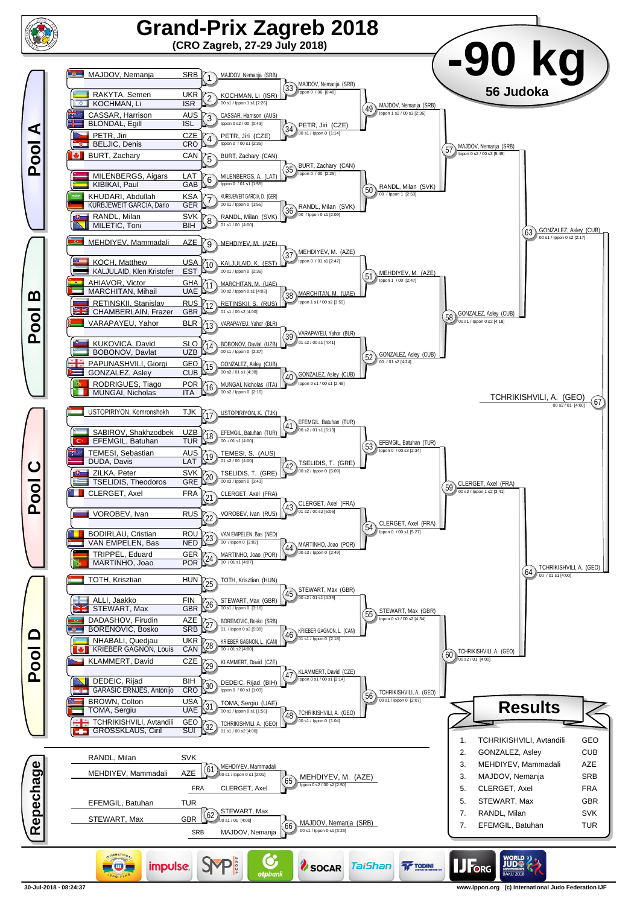# Grand-Prix Zagreb 2018

**(CRO Zagreb, 27-29 July 2018)**

## -90 kg

**56 Judoka**

## Pool A

| Competitor | Nation |
|---|---|
| MAJDOV, Nemanja | SRB |
| RAKYTA, Semen | UKR |
| KOCHMAN, Li | ISR |
| CASSAR, Harrison | AUS |
| BLONDAL, Egill | ISL |
| PETR, Jiri | CZE |
| BELJIC, Denis | CRO |
| BURT, Zachary | CAN |
| MILENBERGS, Aigars | LAT |
| KIBIKAI, Paul | GAB |
| KHUDARI, Abdullah | KSA |
| KURBJEWEIT GARCIA, Dario | GER |
| RANDL, Milan | SVK |
| MILETIC, Toni | BIH |

- 1: MAJDOV, Nemanja (SRB)
- 2: KOCHMAN, Li (ISR) — 00 s1 / Ippon 1 s1 [2:26]
- 3: CASSAR, Harrison (AUS) — Ippon 0 s2 / 00 [0:43]
- 4: PETR, Jiri (CZE) — Ippon 0 / 00 s1 [2:35]
- 5: BURT, Zachary (CAN)
- 6: MILENBERGS, A. (LAT) — Ippon 0 / 01 s1 [1:55]
- 7: KURBJEWEIT GARCIA, D. (GER) — 00 s1 / Ippon 0 [1:55]
- 8: RANDL, Milan (SVK) — 01 s1 / 00 [4:00]
- 33: MAJDOV, Nemanja (SRB) — Ippon 0 / 00 [0:40]
- 34: PETR, Jiri (CZE) — 00 s1 / Ippon 0 [1:14]
- 35: BURT, Zachary (CAN) — Ippon 0 / 00 [2:25]
- 36: RANDL, Milan (SVK) — 00 / Ippon 0 s1 [2:09]
- 49: MAJDOV, Nemanja (SRB) — Ippon 1 s2 / 00 s3 [2:36]
- 50: RANDL, Milan (SVK) — 00 / Ippon 1 [2:53]
- 57: MAJDOV, Nemanja (SRB) — Ippon 0 s2 / 00 s3 [5:45]

## Pool B

| Competitor | Nation |
|---|---|
| MEHDIYEV, Mammadali | AZE |
| KOCH, Matthew | USA |
| KALJULAID, Klen Kristofer | EST |
| AHIAVOR, Victor | GHA |
| MARCHITAN, Mihail | UAE |
| RETINSKII, Stanislav | RUS |
| CHAMBERLAIN, Frazer | GBR |
| VARAPAYEU, Yahor | BLR |
| KUKOVICA, David | SLO |
| BOBONOV, Davlat | UZB |
| PAPUNASHVILI, Giorgi | GEO |
| GONZALEZ, Asley | CUB |
| RODRIGUES, Tiago | POR |
| MUNGAI, Nicholas | ITA |

- 9: MEHDIYEV, M. (AZE)
- 10: KALJULAID, K. (EST) — 00 s1 / Ippon 0 [2:36]
- 11: MARCHITAN, M. (UAE) — 00 s2 / Ippon 0 s1 [4:03]
- 12: RETINSKII, S. (RUS) — 01 s1 / 00 s2 [4:00]
- 13: VARAPAYEU, Yahor (BLR)
- 14: BOBONOV, Davlat (UZB) — 00 s1 / Ippon 0 [2:37]
- 15: GONZALEZ, Asley (CUB) — 00 s2 / 01 s1 [4:38]
- 16: MUNGAI, Nicholas (ITA) — 00 s2 / Ippon 0 [2:16]
- 37: MEHDIYEV, M. (AZE) — Ippon 0 / 01 s1 [2:47]
- 38: MARCHITAN, M. (UAE) — Ippon 1 s1 / 00 s2 [3:55]
- 39: VARAPAYEU, Yahor (BLR) — 01 s2 / 00 s1 [4:41]
- 40: GONZALEZ, Asley (CUB) — Ippon 0 s1 / 00 s1 [2:45]
- 51: MEHDIYEV, M. (AZE) — Ippon 1 / 00 [2:47]
- 52: GONZALEZ, Asley (CUB) — 00 / 01 s2 [4:24]
- 58: GONZALEZ, Asley (CUB) — 00 s1 / Ippon 0 s2 [4:18]
- 63: GONZALEZ, Asley (CUB) — 00 s1 / Ippon 0 s2 [2:17]

## Pool C

| Competitor | Nation |
|---|---|
| USTOPIRIYON, Komronshokh | TJK |
| SABIROV, Shakhzodbek | UZB |
| EFEMGIL, Batuhan | TUR |
| TEMESI, Sebastian | AUS |
| DUDA, Davis | LAT |
| ZILKA, Peter | SVK |
| TSELIDIS, Theodoros | GRE |
| CLERGET, Axel | FRA |
| VOROBEV, Ivan | RUS |
| BODIRLAU, Cristian | ROU |
| VAN EMPELEN, Bas | NED |
| TRIPPEL, Eduard | GER |
| MARTINHO, Joao | POR |

- 17: USTOPIRIYON, K. (TJK)
- 18: EFEMGIL, Batuhan (TUR) — 00 / 01 s1 [4:00]
- 19: TEMESI, S. (AUS) — 01 s2 / 00 [4:00]
- 20: TSELIDIS, T. (GRE) — 00 s3 / Ippon 0 [3:43]
- 21: CLERGET, Axel (FRA)
- 22: VOROBEV, Ivan (RUS)
- 23: VAN EMPELEN, Bas (NED) — 00 / Ippon 0 [2:02]
- 24: MARTINHO, Joao (POR) — 00 / 01 s1 [4:07]
- 41: EFEMGIL, Batuhan (TUR) — 00 s2 / 01 s1 [6:13]
- 42: TSELIDIS, T. (GRE) — 00 s2 / Ippon 0 [5:09]
- 43: CLERGET, Axel (FRA) — 01 s2 / 00 s2 [6:06]
- 44: MARTINHO, Joao (POR) — 00 s3 / Ippon 0 [2:49]
- 53: EFEMGIL, Batuhan (TUR) — Ippon 0 / 00 s3 [2:34]
- 54: CLERGET, Axel (FRA) — Ippon 0 / 00 s1 [5:27]
- 59: CLERGET, Axel (FRA) — 00 s2 / Ippon 1 s2 [3:41]

## Pool D

| Competitor | Nation |
|---|---|
| TOTH, Krisztian | HUN |
| ALLI, Jaakko | FIN |
| STEWART, Max | GBR |
| DADASHOV, Firudin | AZE |
| BORENOVIC, Bosko | SRB |
| NHABALI, Quedjau | UKR |
| KRIEBER GAGNON, Louis | CAN |
| KLAMMERT, David | CZE |
| DEDEIC, Rijad | BIH |
| GARASIC ERNJES, Antonijo | CRO |
| BROWN, Colton | USA |
| TOMA, Sergiu | UAE |
| TCHRIKISHVILI, Avtandili | GEO |
| GROSSKLAUS, Ciril | SUI |

- 25: TOTH, Krisztian (HUN)
- 26: STEWART, Max (GBR) — 00 s1 / Ippon 0 [3:16]
- 27: BORENOVIC, Bosko (SRB) — 01 / Ippon 0 s2 [5:38]
- 28: KRIEBER GAGNON, L. (CAN) — 00 / 01 s2 [4:00]
- 29: KLAMMERT, David (CZE)
- 30: DEDEIC, Rijad (BIH) — Ippon 0 / 00 s1 [1:03]
- 31: TOMA, Sergiu (UAE) — 00 s1 / Ippon 0 s1 [1:56]
- 32: TCHRIKISHVILI, A. (GEO) — 01 s1 / 00 s2 [4:00]
- 45: STEWART, Max (GBR) — 00 s2 / 01 s1 [4:35]
- 46: KRIEBER GAGNON, L. (CAN) — 01 s1 / Ippon 0 [2:18]
- 47: KLAMMERT, David (CZE) — Ippon 0 s1 / 00 s1 [2:14]
- 48: TCHRIKISHVILI, A. (GEO) — 00 s1 / Ippon 0 [1:04]
- 55: STEWART, Max (GBR) — Ippon 0 s1 / 00 s2 [4:34]
- 56: TCHRIKISHVILI, A. (GEO) — 00 s1 / Ippon 0 [2:07]
- 60: TCHRIKISHVILI, A. (GEO) — 00 s2 / 01 [4:00]
- 64: TCHRIKISHVILI, A. (GEO) — 00 / 01 s1 [4:00]

## Final

- 67: TCHRIKISHVILI, A. (GEO) — 00 s2 / 01 [4:00]

## Repechage

- 61: RANDL, Milan (SVK) vs MEHDIYEV, Mammadali (AZE) — MEHDIYEV, Mammadali — 00 s1 / Ippon 0 s1 [2:01]
- 65: MEHDIYEV, M. (AZE) vs CLERGET, Axel (FRA) — MEHDIYEV, M. (AZE) — Ippon 0 s2 / 00 s2 [2:50]
- 62: EFEMGIL, Batuhan (TUR) vs STEWART, Max (GBR) — STEWART, Max — 00 s1 / 01 [4:00]
- 66: STEWART, Max vs MAJDOV, Nemanja (SRB) — MAJDOV, Nemanja (SRB) — 00 s1 / Ippon 0 s1 [3:23]

## Results

| Place | Name | Nation |
|---|---|---|
| 1. | TCHRIKISHVILI, Avtandili | GEO |
| 2. | GONZALEZ, Asley | CUB |
| 3. | MEHDIYEV, Mammadali | AZE |
| 3. | MAJDOV, Nemanja | SRB |
| 5. | CLERGET, Axel | FRA |
| 5. | STEWART, Max | GBR |
| 7. | RANDL, Milan | SVK |
| 7. | EFEMGIL, Batuhan | TUR |

30-Jul-2018 - 08:24:37

www.ippon.org (c) International Judo Federation IJF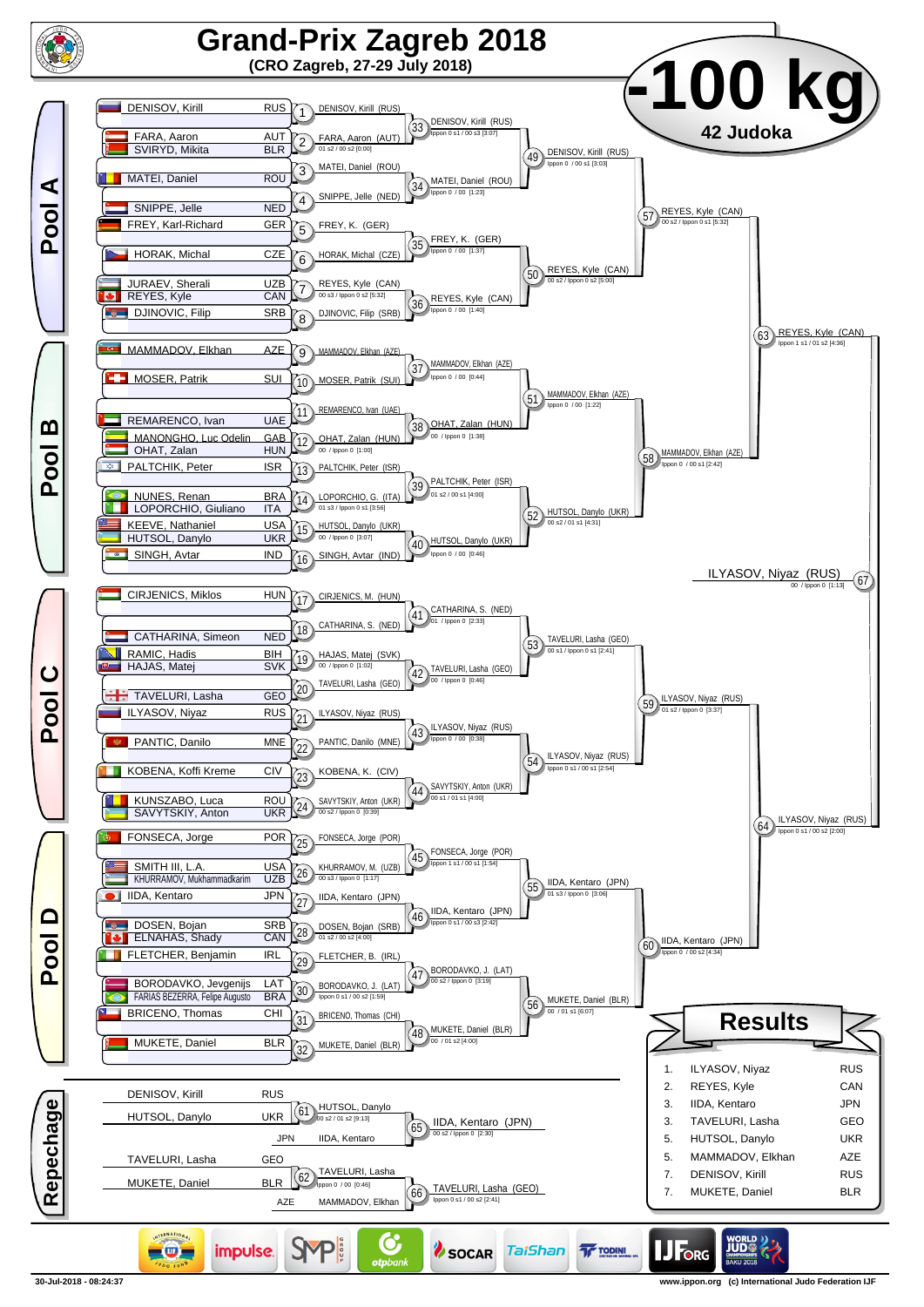# Grand-Prix Zagreb 2018

**(CRO Zagreb, 27-29 July 2018)**

## -100 kg

**42 Judoka**

### Pool A

| Athlete | Country |
|---|---|
| DENISOV, Kirill | RUS |
| FARA, Aaron | AUT |
| SVIRYD, Mikita | BLR |
| MATEI, Daniel | ROU |
| SNIPPE, Jelle | NED |
| FREY, Karl-Richard | GER |
| HORAK, Michal | CZE |
| JURAEV, Sherali | UZB |
| REYES, Kyle | CAN |
| DJINOVIC, Filip | SRB |

- 1: DENISOV, Kirill (RUS)
- 2: FARA, Aaron (AUT) — 01 s2 / 00 s2 [0:00]
- 3: MATEI, Daniel (ROU)
- 4: SNIPPE, Jelle (NED)
- 5: FREY, K. (GER)
- 6: HORAK, Michal (CZE)
- 7: REYES, Kyle (CAN) — 00 s3 / Ippon 0 s2 [5:32]
- 8: DJINOVIC, Filip (SRB)
- 33: DENISOV, Kirill (RUS) — Ippon 0 s1 / 00 s3 [3:07]
- 34: MATEI, Daniel (ROU) — Ippon 0 / 00 [1:23]
- 35: FREY, K. (GER) — Ippon 0 / 00 [1:37]
- 36: REYES, Kyle (CAN) — Ippon 0 / 00 [1:40]
- 49: DENISOV, Kirill (RUS) — Ippon 0 / 00 s1 [3:03]
- 50: REYES, Kyle (CAN) — 00 s2 / Ippon 0 s2 [5:00]
- 57: REYES, Kyle (CAN) — 00 s2 / Ippon 0 s1 [5:32]

### Pool B

| Athlete | Country |
|---|---|
| MAMMADOV, Elkhan | AZE |
| MOSER, Patrik | SUI |
| REMARENCO, Ivan | UAE |
| MANONGHO, Luc Odelin | GAB |
| OHAT, Zalan | HUN |
| PALTCHIK, Peter | ISR |
| NUNES, Renan | BRA |
| LOPORCHIO, Giuliano | ITA |
| KEEVE, Nathaniel | USA |
| HUTSOL, Danylo | UKR |
| SINGH, Avtar | IND |

- 9: MAMMADOV, Elkhan (AZE)
- 10: MOSER, Patrik (SUI)
- 11: REMARENCO, Ivan (UAE)
- 12: OHAT, Zalan (HUN) — 00 / Ippon 0 [1:00]
- 13: PALTCHIK, Peter (ISR)
- 14: LOPORCHIO, G. (ITA) — 01 s3 / Ippon 0 s1 [3:56]
- 15: HUTSOL, Danylo (UKR) — 00 / Ippon 0 [3:07]
- 16: SINGH, Avtar (IND)
- 37: MAMMADOV, Elkhan (AZE) — Ippon 0 / 00 [0:44]
- 38: OHAT, Zalan (HUN) — 00 / Ippon 0 [1:38]
- 39: PALTCHIK, Peter (ISR) — 01 s2 / 00 s1 [4:00]
- 40: HUTSOL, Danylo (UKR) — Ippon 0 / 00 [0:46]
- 51: MAMMADOV, Elkhan (AZE) — Ippon 0 / 00 [1:22]
- 52: HUTSOL, Danylo (UKR) — 00 s2 / 01 s1 [4:31]
- 58: MAMMADOV, Elkhan (AZE) — Ippon 0 / 00 s1 [2:42]
- 63: REYES, Kyle (CAN) — Ippon 1 s1 / 01 s2 [4:36]

### Pool C

| Athlete | Country |
|---|---|
| CIRJENICS, Miklos | HUN |
| CATHARINA, Simeon | NED |
| RAMIC, Hadis | BIH |
| HAJAS, Matej | SVK |
| TAVELURI, Lasha | GEO |
| ILYASOV, Niyaz | RUS |
| PANTIC, Danilo | MNE |
| KOBENA, Koffi Kreme | CIV |
| KUNSZABO, Luca | ROU |
| SAVYTSKIY, Anton | UKR |

- 17: CIRJENICS, M. (HUN)
- 18: CATHARINA, S. (NED)
- 19: HAJAS, Matej (SVK) — 00 / Ippon 0 [1:02]
- 20: TAVELURI, Lasha (GEO)
- 21: ILYASOV, Niyaz (RUS)
- 22: PANTIC, Danilo (MNE)
- 23: KOBENA, K. (CIV)
- 24: SAVYTSKIY, Anton (UKR) — 00 s2 / Ippon 0 [0:39]
- 41: CATHARINA, S. (NED) — 01 / Ippon 0 [2:33]
- 42: TAVELURI, Lasha (GEO) — 00 / Ippon 0 [0:46]
- 43: ILYASOV, Niyaz (RUS) — Ippon 0 / 00 [0:38]
- 44: SAVYTSKIY, Anton (UKR) — 00 s1 / 01 s1 [4:00]
- 53: TAVELURI, Lasha (GEO) — 00 s1 / Ippon 0 s1 [2:41]
- 54: ILYASOV, Niyaz (RUS) — Ippon 0 s1 / 00 s1 [2:54]
- 59: ILYASOV, Niyaz (RUS) — 01 s2 / Ippon 0 [3:37]
- 67: ILYASOV, Niyaz (RUS) — 00 / Ippon 0 [1:13]

### Pool D

| Athlete | Country |
|---|---|
| FONSECA, Jorge | POR |
| SMITH III, L.A. | USA |
| KHURRAMOV, Mukhammadkarim | UZB |
| IIDA, Kentaro | JPN |
| DOSEN, Bojan | SRB |
| ELNAHAS, Shady | CAN |
| FLETCHER, Benjamin | IRL |
| BORODAVKO, Jevgenijs | LAT |
| FARIAS BEZERRA, Felipe Augusto | BRA |
| BRICENO, Thomas | CHI |
| MUKETE, Daniel | BLR |

- 25: FONSECA, Jorge (POR)
- 26: KHURRAMOV, M. (UZB) — 00 s3 / Ippon 0 [1:17]
- 27: IIDA, Kentaro (JPN)
- 28: DOSEN, Bojan (SRB) — 01 s2 / 00 s2 [4:00]
- 29: FLETCHER, B. (IRL)
- 30: BORODAVKO, J. (LAT) — Ippon 0 s1 / 00 s2 [1:59]
- 31: BRICENO, Thomas (CHI)
- 32: MUKETE, Daniel (BLR)
- 45: FONSECA, Jorge (POR) — Ippon 1 s1 / 00 s1 [1:54]
- 46: IIDA, Kentaro (JPN) — Ippon 0 s1 / 00 s3 [2:42]
- 47: BORODAVKO, J. (LAT) — 00 s2 / Ippon 0 [3:19]
- 48: MUKETE, Daniel (BLR) — 00 / 01 s2 [4:00]
- 55: IIDA, Kentaro (JPN) — 01 s3 / Ippon 0 [3:06]
- 56: MUKETE, Daniel (BLR) — 00 / 01 s1 [6:07]
- 60: IIDA, Kentaro (JPN) — Ippon 0 / 00 s2 [4:34]
- 64: ILYASOV, Niyaz (RUS) — Ippon 0 s1 / 00 s2 [2:00]

### Repechage

- 61: DENISOV, Kirill (RUS) vs HUTSOL, Danylo (UKR) — HUTSOL, Danylo — 00 s2 / 01 s2 [9:13]
- 65: HUTSOL, Danylo vs IIDA, Kentaro (JPN) — IIDA, Kentaro (JPN) — 00 s2 / Ippon 0 [2:30]
- 62: TAVELURI, Lasha (GEO) vs MUKETE, Daniel (BLR) — TAVELURI, Lasha — Ippon 0 / 00 [0:46]
- 66: TAVELURI, Lasha vs MAMMADOV, Elkhan (AZE) — TAVELURI, Lasha (GEO) — Ippon 0 s1 / 00 s2 [2:41]

### Results

| Place | Athlete | Country |
|---|---|---|
| 1. | ILYASOV, Niyaz | RUS |
| 2. | REYES, Kyle | CAN |
| 3. | IIDA, Kentaro | JPN |
| 3. | TAVELURI, Lasha | GEO |
| 5. | HUTSOL, Danylo | UKR |
| 5. | MAMMADOV, Elkhan | AZE |
| 7. | DENISOV, Kirill | RUS |
| 7. | MUKETE, Daniel | BLR |

30-Jul-2018 - 08:24:37

www.ippon.org (c) International Judo Federation IJF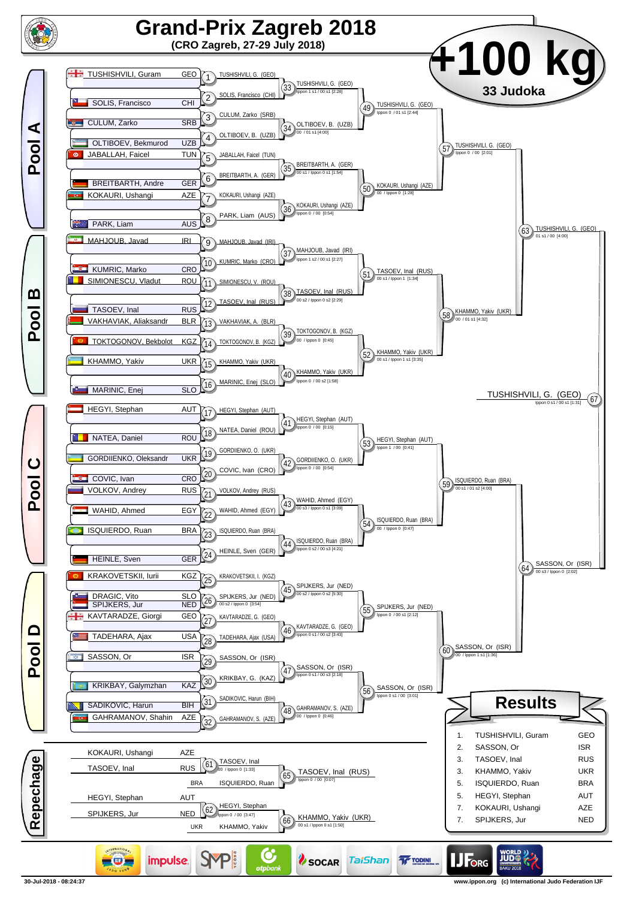# Grand-Prix Zagreb 2018

**(CRO Zagreb, 27-29 July 2018)**

## +100 kg

**33 Judoka**

## Pool A

| Judoka | Country |
|---|---|
| TUSHISHVILI, Guram | GEO |
| SOLIS, Francisco | CHI |
| CULUM, Zarko | SRB |
| OLTIBOEV, Bekmurod | UZB |
| JABALLAH, Faicel | TUN |
| BREITBARTH, Andre | GER |
| KOKAURI, Ushangi | AZE |
| PARK, Liam | AUS |

- 1: TUSHISHVILI, G. (GEO)
- 2: SOLIS, Francisco (CHI)
- 3: CULUM, Zarko (SRB)
- 4: OLTIBOEV, B. (UZB)
- 5: JABALLAH, Faicel (TUN)
- 6: BREITBARTH, A. (GER)
- 7: KOKAURI, Ushangi (AZE)
- 8: PARK, Liam (AUS)
- 33: TUSHISHVILI, G. (GEO) — Ippon 1 s1 / 00 s1 [2:28]
- 34: OLTIBOEV, B. (UZB) — 00 / 01 s1 [4:00]
- 35: BREITBARTH, A. (GER) — 00 s1 / Ippon 0 s1 [1:54]
- 36: KOKAURI, Ushangi (AZE) — Ippon 0 / 00 [0:54]
- 49: TUSHISHVILI, G. (GEO) — Ippon 0 / 01 s1 [2:44]
- 50: KOKAURI, Ushangi (AZE) — 00 / Ippon 0 [1:28]
- 57: TUSHISHVILI, G. (GEO) — Ippon 0 / 00 [2:01]

## Pool B

| Judoka | Country |
|---|---|
| MAHJOUB, Javad | IRI |
| KUMRIC, Marko | CRO |
| SIMIONESCU, Vladut | ROU |
| TASOEV, Inal | RUS |
| VAKHAVIAK, Aliaksandr | BLR |
| TOKTOGONOV, Bekbolot | KGZ |
| KHAMMO, Yakiv | UKR |
| MARINIC, Enej | SLO |

- 9: MAHJOUB, Javad (IRI)
- 10: KUMRIC, Marko (CRO)
- 11: SIMIONESCU, V. (ROU)
- 12: TASOEV, Inal (RUS)
- 13: VAKHAVIAK, A. (BLR)
- 14: TOKTOGONOV, B. (KGZ)
- 15: KHAMMO, Yakiv (UKR)
- 16: MARINIC, Enej (SLO)
- 37: MAHJOUB, Javad (IRI) — Ippon 1 s2 / 00 s1 [2:27]
- 38: TASOEV, Inal (RUS) — 00 s2 / Ippon 0 s2 [2:29]
- 39: TOKTOGONOV, B. (KGZ) — 00 / Ippon 0 [0:45]
- 40: KHAMMO, Yakiv (UKR) — Ippon 0 / 00 s2 [1:58]
- 51: TASOEV, Inal (RUS) — 00 s1 / Ippon 1 [1:34]
- 52: KHAMMO, Yakiv (UKR) — 00 s1 / Ippon 1 s1 [3:35]
- 58: KHAMMO, Yakiv (UKR) — 00 / 01 s1 [4:32]

- 63: TUSHISHVILI, G. (GEO) — 01 s1 / 00 [4:00]

## Pool C

| Judoka | Country |
|---|---|
| HEGYI, Stephan | AUT |
| NATEA, Daniel | ROU |
| GORDIIENKO, Oleksandr | UKR |
| COVIC, Ivan | CRO |
| VOLKOV, Andrey | RUS |
| WAHID, Ahmed | EGY |
| ISQUIERDO, Ruan | BRA |
| HEINLE, Sven | GER |

- 17: HEGYI, Stephan (AUT)
- 18: NATEA, Daniel (ROU)
- 19: GORDIIENKO, O. (UKR)
- 20: COVIC, Ivan (CRO)
- 21: VOLKOV, Andrey (RUS)
- 22: WAHID, Ahmed (EGY)
- 23: ISQUIERDO, Ruan (BRA)
- 24: HEINLE, Sven (GER)
- 41: HEGYI, Stephan (AUT) — Ippon 0 / 00 [0:15]
- 42: GORDIIENKO, O. (UKR) — Ippon 0 / 00 [0:54]
- 43: WAHID, Ahmed (EGY) — 00 s3 / Ippon 0 s1 [3:09]
- 44: ISQUIERDO, Ruan (BRA) — Ippon 0 s2 / 00 s3 [4:21]
- 53: HEGYI, Stephan (AUT) — Ippon 1 / 00 [0:41]
- 54: ISQUIERDO, Ruan (BRA) — 00 / Ippon 0 [0:47]
- 59: ISQUIERDO, Ruan (BRA) — 00 s1 / 01 s2 [4:00]

## Pool D

| Judoka | Country |
|---|---|
| KRAKOVETSKII, Iurii | KGZ |
| DRAGIC, Vito | SLO |
| SPIJKERS, Jur | NED |
| KAVTARADZE, Giorgi | GEO |
| TADEHARA, Ajax | USA |
| SASSON, Or | ISR |
| KRIKBAY, Galymzhan | KAZ |
| SADIKOVIC, Harun | BIH |
| GAHRAMANOV, Shahin | AZE |

- 25: KRAKOVETSKII, I. (KGZ)
- 26: SPIJKERS, Jur (NED) — 00 s2 / Ippon 0 [3:54]
- 27: KAVTARADZE, G. (GEO)
- 28: TADEHARA, Ajax (USA)
- 29: SASSON, Or (ISR)
- 30: KRIKBAY, G. (KAZ)
- 31: SADIKOVIC, Harun (BIH)
- 32: GAHRAMANOV, S. (AZE)
- 45: SPIJKERS, Jur (NED) — 00 s2 / Ippon 0 s2 [5:30]
- 46: KAVTARADZE, G. (GEO) — Ippon 0 s1 / 00 s2 [3:43]
- 47: SASSON, Or (ISR) — Ippon 0 s1 / 00 s3 [2:18]
- 48: GAHRAMANOV, S. (AZE) — 00 / Ippon 0 [0:46]
- 55: SPIJKERS, Jur (NED) — Ippon 0 / 00 s1 [2:12]
- 56: SASSON, Or (ISR) — Ippon 0 s1 / 00 [3:01]
- 60: SASSON, Or (ISR) — 00 / Ippon 1 s1 [1:36]

- 64: SASSON, Or (ISR) — 00 s3 / Ippon 0 [2:02]

## Final

- 67: TUSHISHVILI, G. (GEO) — Ippon 0 s1 / 00 s1 [1:31]

## Repechage

- 61: KOKAURI, Ushangi (AZE) vs TASOEV, Inal (RUS) — TASOEV, Inal — 00 / Ippon 0 [1:33]
- 65: TASOEV, Inal (RUS) vs ISQUIERDO, Ruan (BRA) — TASOEV, Inal (RUS) — Ippon 0 / 00 [0:07]
- 62: HEGYI, Stephan (AUT) vs SPIJKERS, Jur (NED) — HEGYI, Stephan — Ippon 0 / 00 [3:47]
- 66: HEGYI, Stephan vs KHAMMO, Yakiv (UKR) — KHAMMO, Yakiv (UKR) — 00 s1 / Ippon 0 s1 [1:50]

## Results

| Place | Name | Country |
|---|---|---|
| 1. | TUSHISHVILI, Guram | GEO |
| 2. | SASSON, Or | ISR |
| 3. | TASOEV, Inal | RUS |
| 3. | KHAMMO, Yakiv | UKR |
| 5. | ISQUIERDO, Ruan | BRA |
| 5. | HEGYI, Stephan | AUT |
| 7. | KOKAURI, Ushangi | AZE |
| 7. | SPIJKERS, Jur | NED |

30-Jul-2018 - 08:24:37

www.ippon.org (c) International Judo Federation IJF